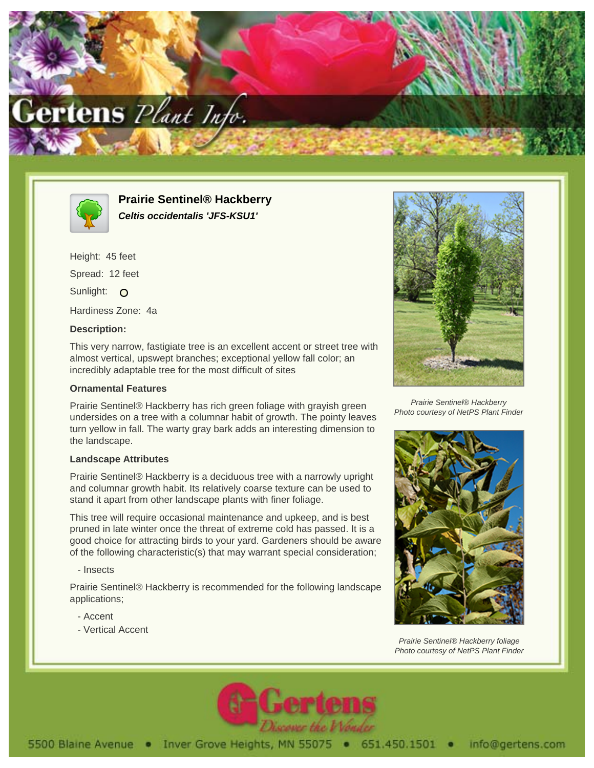# Prairie Sentinel® Hackberry

***Celtis occidentalis 'JFS-KSU1'***

Height: 45 feet

Spread: 12 feet

Sunlight: O

Hardiness Zone: 4a

**Description:**

This very narrow, fastigiate tree is an excellent accent or street tree with almost vertical, upswept branches; exceptional yellow fall color; an incredibly adaptable tree for the most difficult of sites

### Ornamental Features

Prairie Sentinel® Hackberry has rich green foliage with grayish green undersides on a tree with a columnar habit of growth. The pointy leaves turn yellow in fall. The warty gray bark adds an interesting dimension to the landscape.

### Landscape Attributes

Prairie Sentinel® Hackberry is a deciduous tree with a narrowly upright and columnar growth habit. Its relatively coarse texture can be used to stand it apart from other landscape plants with finer foliage.

This tree will require occasional maintenance and upkeep, and is best pruned in late winter once the threat of extreme cold has passed. It is a good choice for attracting birds to your yard. Gardeners should be aware of the following characteristic(s) that may warrant special consideration;

- Insects

Prairie Sentinel® Hackberry is recommended for the following landscape applications;

- Accent
- Vertical Accent

*Prairie Sentinel® Hackberry*
*Photo courtesy of NetPS Plant Finder*

*Prairie Sentinel® Hackberry foliage*
*Photo courtesy of NetPS Plant Finder*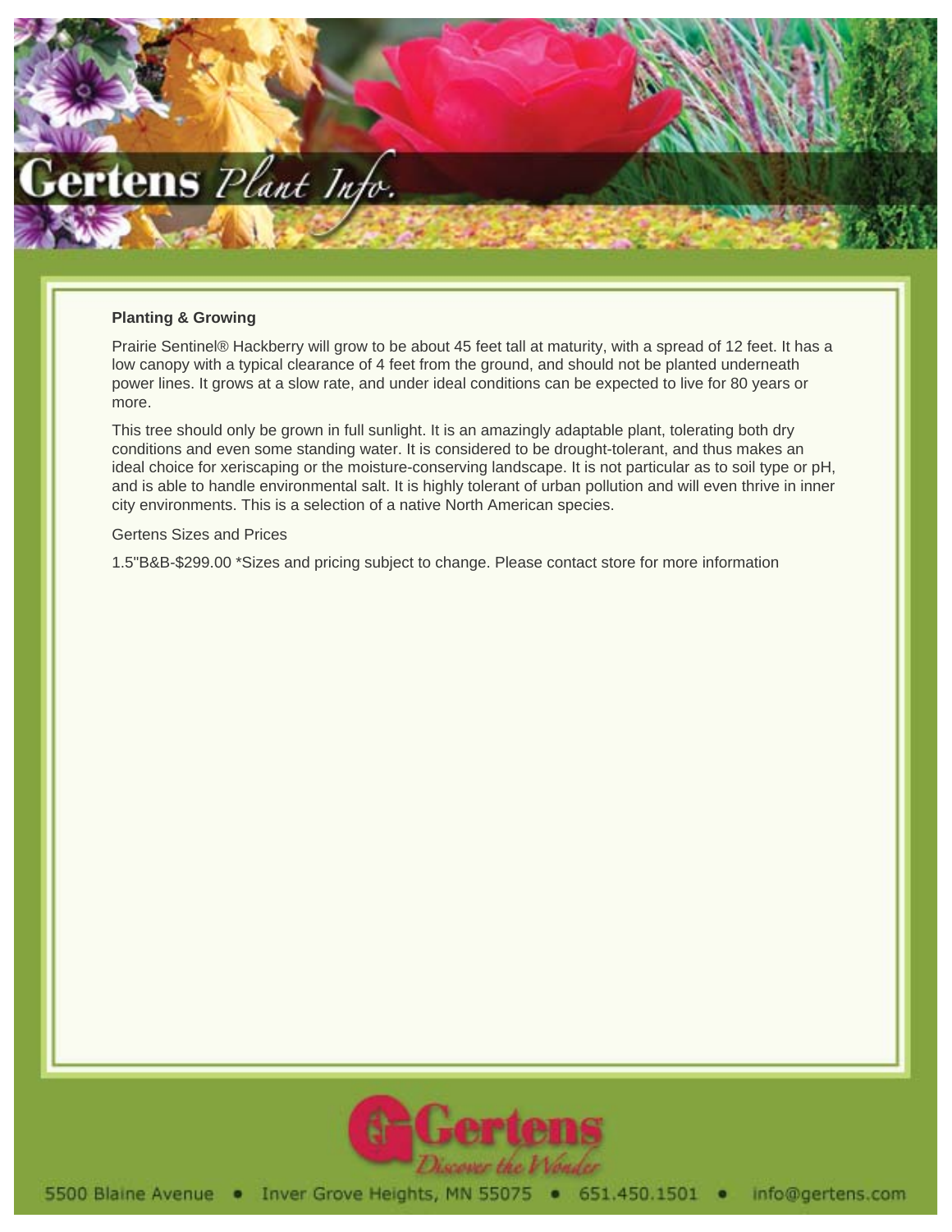**Planting & Growing**

Prairie Sentinel® Hackberry will grow to be about 45 feet tall at maturity, with a spread of 12 feet. It has a low canopy with a typical clearance of 4 feet from the ground, and should not be planted underneath power lines. It grows at a slow rate, and under ideal conditions can be expected to live for 80 years or more.

This tree should only be grown in full sunlight. It is an amazingly adaptable plant, tolerating both dry conditions and even some standing water. It is considered to be drought-tolerant, and thus makes an ideal choice for xeriscaping or the moisture-conserving landscape. It is not particular as to soil type or pH, and is able to handle environmental salt. It is highly tolerant of urban pollution and will even thrive in inner city environments. This is a selection of a native North American species.

Gertens Sizes and Prices

1.5"B&B-$299.00 *Sizes and pricing subject to change. Please contact store for more information